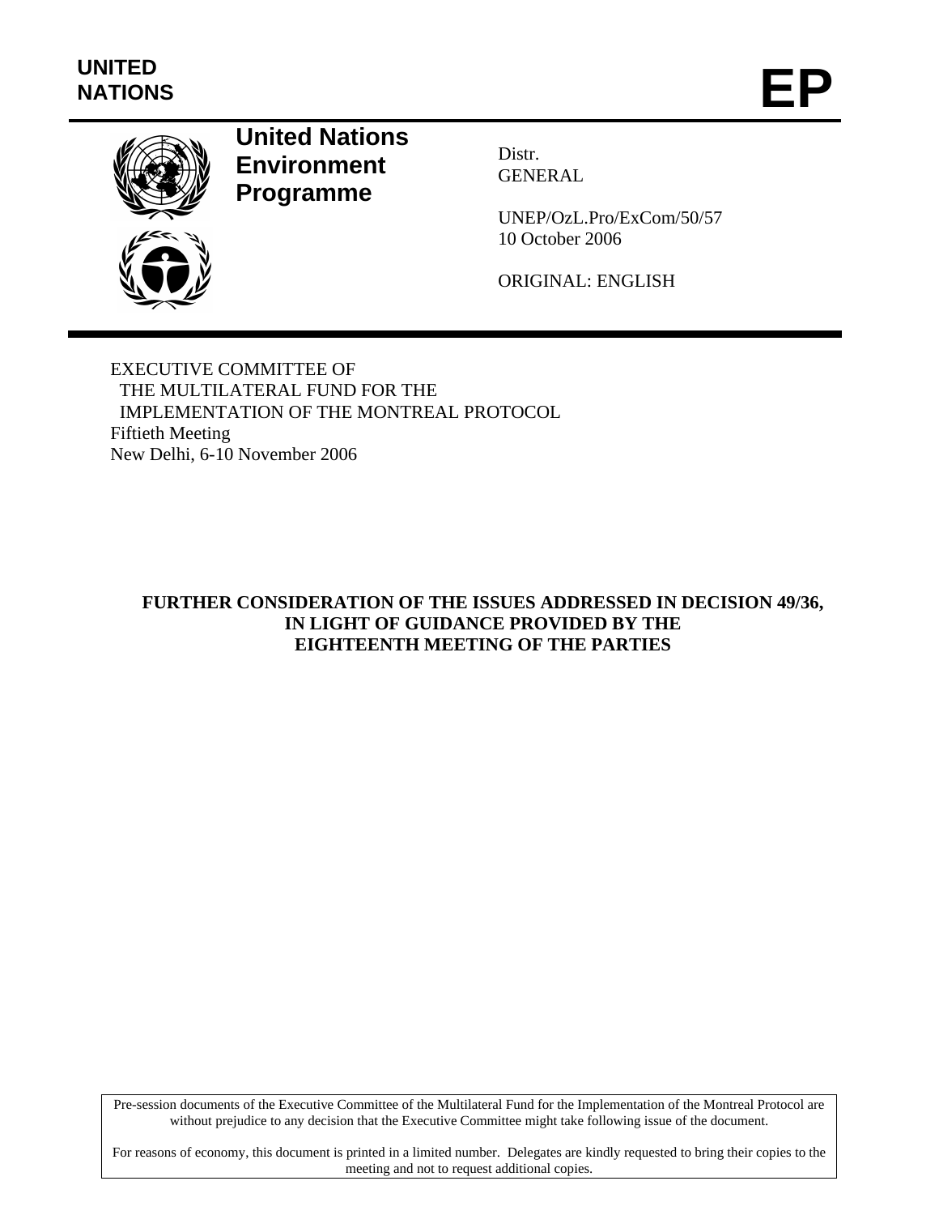UNITED NATIONS

# EP

**United Nations Environment Programme**

Distr.
GENERAL

UNEP/OzL.Pro/ExCom/50/57
10 October 2006

ORIGINAL: ENGLISH

EXECUTIVE COMMITTEE OF
THE MULTILATERAL FUND FOR THE
IMPLEMENTATION OF THE MONTREAL PROTOCOL
Fiftieth Meeting
New Delhi, 6-10 November 2006

## FURTHER CONSIDERATION OF THE ISSUES ADDRESSED IN DECISION 49/36, IN LIGHT OF GUIDANCE PROVIDED BY THE EIGHTEENTH MEETING OF THE PARTIES

Pre-session documents of the Executive Committee of the Multilateral Fund for the Implementation of the Montreal Protocol are without prejudice to any decision that the Executive Committee might take following issue of the document.

For reasons of economy, this document is printed in a limited number. Delegates are kindly requested to bring their copies to the meeting and not to request additional copies.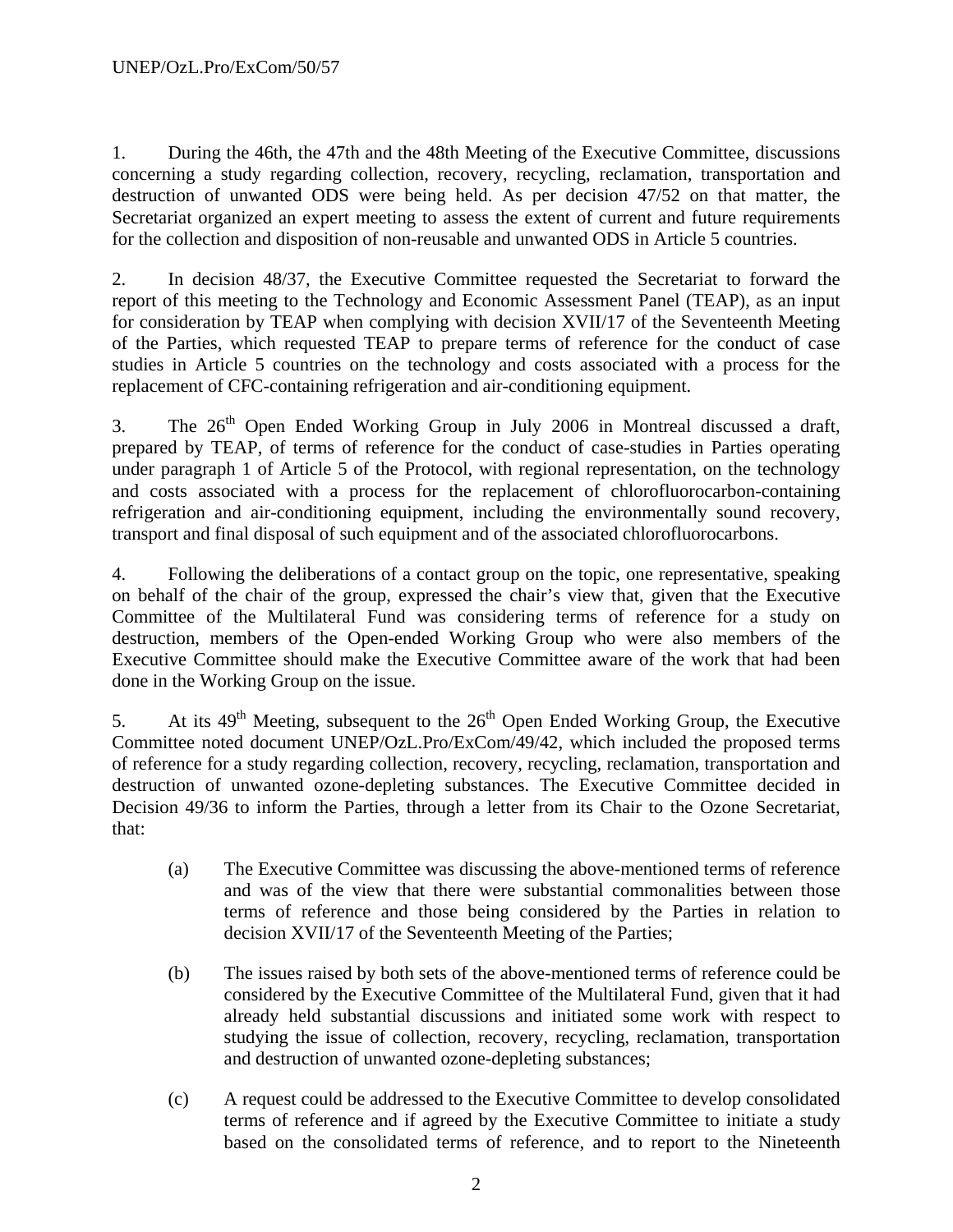1. During the 46th, the 47th and the 48th Meeting of the Executive Committee, discussions concerning a study regarding collection, recovery, recycling, reclamation, transportation and destruction of unwanted ODS were being held. As per decision 47/52 on that matter, the Secretariat organized an expert meeting to assess the extent of current and future requirements for the collection and disposition of non-reusable and unwanted ODS in Article 5 countries.

2. In decision 48/37, the Executive Committee requested the Secretariat to forward the report of this meeting to the Technology and Economic Assessment Panel (TEAP), as an input for consideration by TEAP when complying with decision XVII/17 of the Seventeenth Meeting of the Parties, which requested TEAP to prepare terms of reference for the conduct of case studies in Article 5 countries on the technology and costs associated with a process for the replacement of CFC-containing refrigeration and air-conditioning equipment.

3. The 26th Open Ended Working Group in July 2006 in Montreal discussed a draft, prepared by TEAP, of terms of reference for the conduct of case-studies in Parties operating under paragraph 1 of Article 5 of the Protocol, with regional representation, on the technology and costs associated with a process for the replacement of chlorofluorocarbon-containing refrigeration and air-conditioning equipment, including the environmentally sound recovery, transport and final disposal of such equipment and of the associated chlorofluorocarbons.

4. Following the deliberations of a contact group on the topic, one representative, speaking on behalf of the chair of the group, expressed the chair's view that, given that the Executive Committee of the Multilateral Fund was considering terms of reference for a study on destruction, members of the Open-ended Working Group who were also members of the Executive Committee should make the Executive Committee aware of the work that had been done in the Working Group on the issue.

5. At its 49th Meeting, subsequent to the 26th Open Ended Working Group, the Executive Committee noted document UNEP/OzL.Pro/ExCom/49/42, which included the proposed terms of reference for a study regarding collection, recovery, recycling, reclamation, transportation and destruction of unwanted ozone-depleting substances. The Executive Committee decided in Decision 49/36 to inform the Parties, through a letter from its Chair to the Ozone Secretariat, that:

   (a) The Executive Committee was discussing the above-mentioned terms of reference and was of the view that there were substantial commonalities between those terms of reference and those being considered by the Parties in relation to decision XVII/17 of the Seventeenth Meeting of the Parties;

   (b) The issues raised by both sets of the above-mentioned terms of reference could be considered by the Executive Committee of the Multilateral Fund, given that it had already held substantial discussions and initiated some work with respect to studying the issue of collection, recovery, recycling, reclamation, transportation and destruction of unwanted ozone-depleting substances;

   (c) A request could be addressed to the Executive Committee to develop consolidated terms of reference and if agreed by the Executive Committee to initiate a study based on the consolidated terms of reference, and to report to the Nineteenth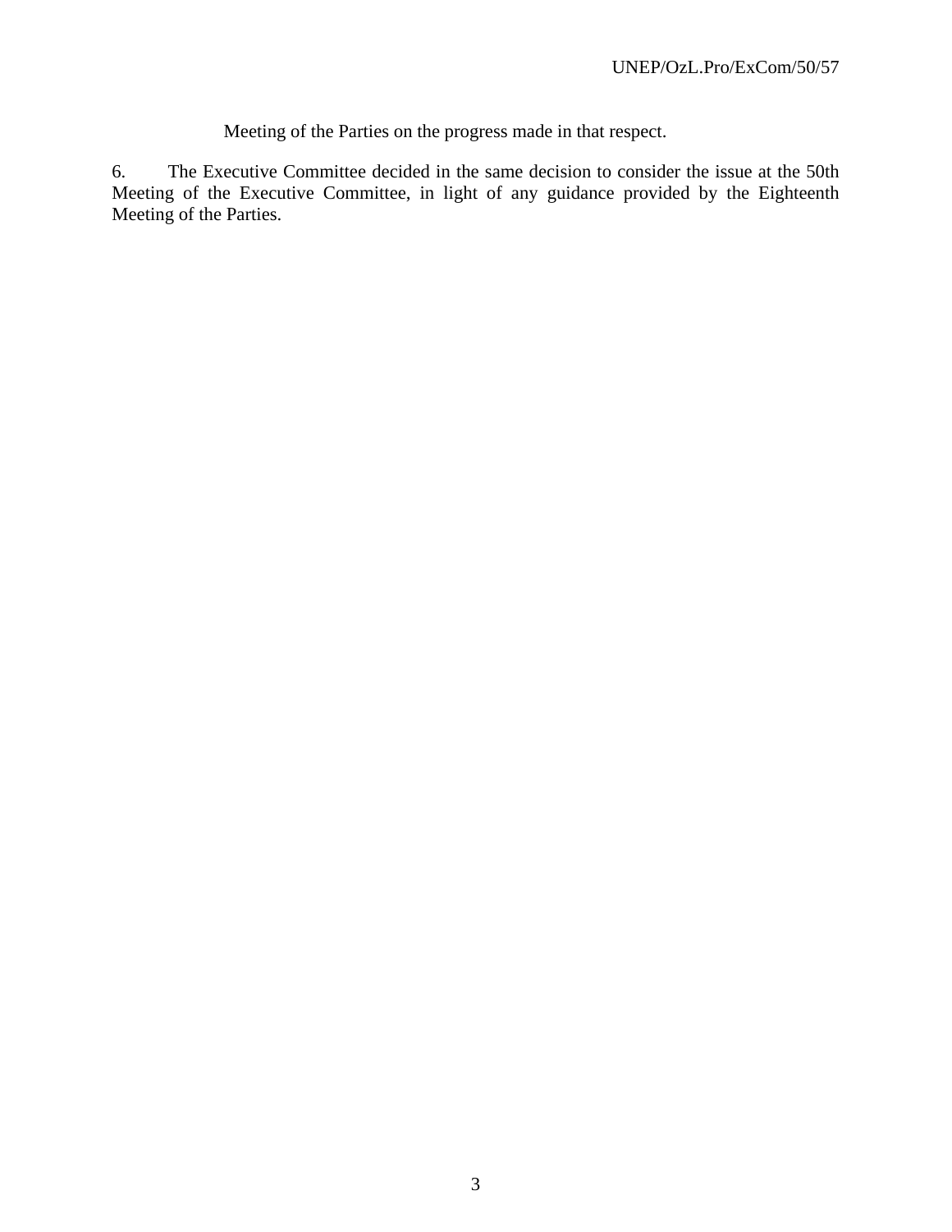Meeting of the Parties on the progress made in that respect.

6. The Executive Committee decided in the same decision to consider the issue at the 50th Meeting of the Executive Committee, in light of any guidance provided by the Eighteenth Meeting of the Parties.